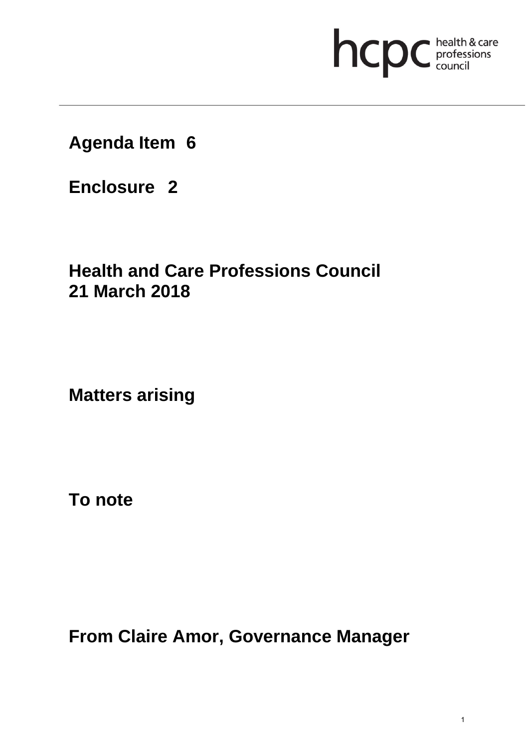**Agenda Item 6**

**Enclosure 2**

**Health and Care Professions Council**
**21 March 2018**

**Matters arising**

**To note**

**From Claire Amor, Governance Manager**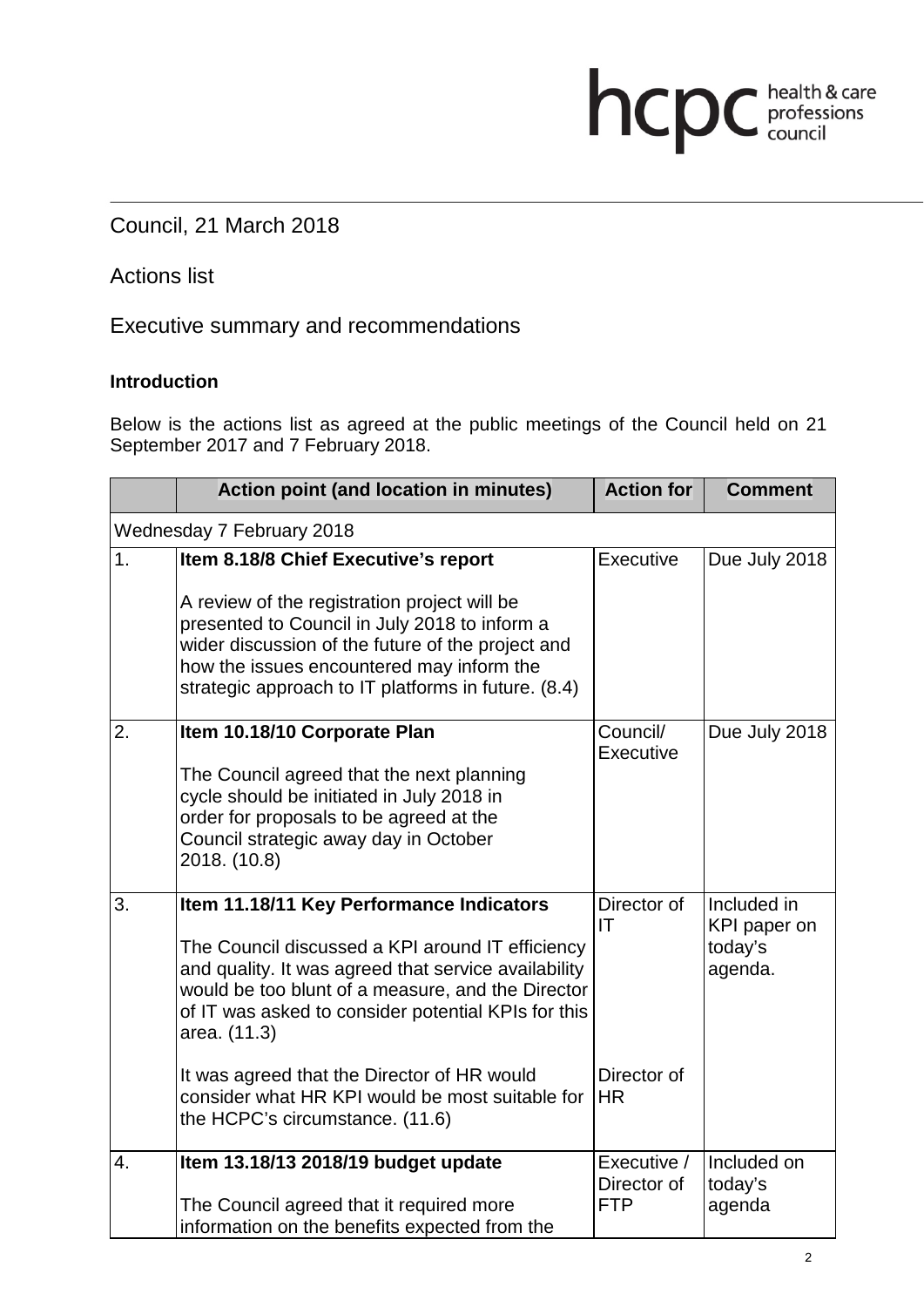Council, 21 March 2018

Actions list

Executive summary and recommendations

**Introduction**

Below is the actions list as agreed at the public meetings of the Council held on 21 September 2017 and 7 February 2018.

| | Action point (and location in minutes) | Action for | Comment |
|---|---|---|---|
| Wednesday 7 February 2018 | | | |
| 1. | **Item 8.18/8 Chief Executive's report**<br><br>A review of the registration project will be presented to Council in July 2018 to inform a wider discussion of the future of the project and how the issues encountered may inform the strategic approach to IT platforms in future. (8.4) | Executive | Due July 2018 |
| 2. | **Item 10.18/10 Corporate Plan**<br><br>The Council agreed that the next planning cycle should be initiated in July 2018 in order for proposals to be agreed at the Council strategic away day in October 2018. (10.8) | Council/ Executive | Due July 2018 |
| 3. | **Item 11.18/11 Key Performance Indicators**<br><br>The Council discussed a KPI around IT efficiency and quality. It was agreed that service availability would be too blunt of a measure, and the Director of IT was asked to consider potential KPIs for this area. (11.3)<br><br>It was agreed that the Director of HR would consider what HR KPI would be most suitable for the HCPC's circumstance. (11.6) | Director of IT<br><br>Director of HR | Included in KPI paper on today's agenda. |
| 4. | **Item 13.18/13 2018/19 budget update**<br><br>The Council agreed that it required more information on the benefits expected from the | Executive / Director of FTP | Included on today's agenda |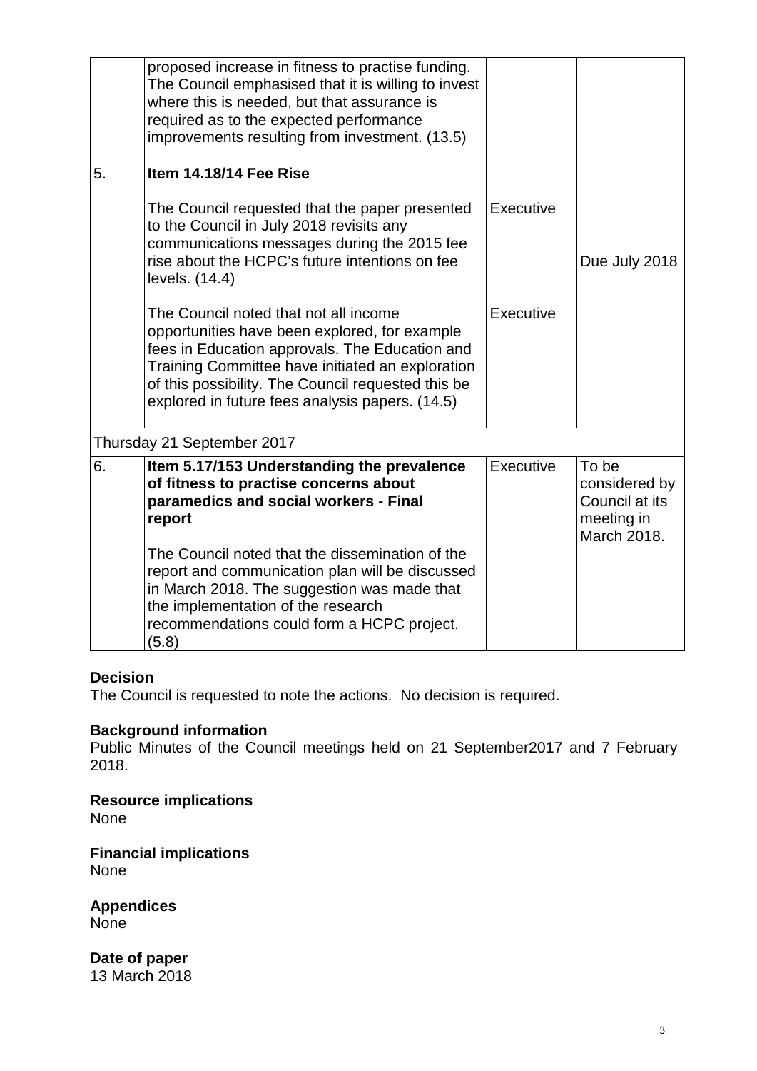| | | | |
|---|---|---|---|
| | proposed increase in fitness to practise funding. The Council emphasised that it is willing to invest where this is needed, but that assurance is required as to the expected performance improvements resulting from investment. (13.5) | | |
| 5. | **Item 14.18/14 Fee Rise**<br><br>The Council requested that the paper presented to the Council in July 2018 revisits any communications messages during the 2015 fee rise about the HCPC's future intentions on fee levels. (14.4)<br><br>The Council noted that not all income opportunities have been explored, for example fees in Education approvals. The Education and Training Committee have initiated an exploration of this possibility. The Council requested this be explored in future fees analysis papers. (14.5) | Executive<br><br>Executive | Due July 2018 |
| Thursday 21 September 2017 | | | |
| 6. | **Item 5.17/153 Understanding the prevalence of fitness to practise concerns about paramedics and social workers - Final report**<br><br>The Council noted that the dissemination of the report and communication plan will be discussed in March 2018. The suggestion was made that the implementation of the research recommendations could form a HCPC project. (5.8) | Executive | To be considered by Council at its meeting in March 2018. |

**Decision**
The Council is requested to note the actions. No decision is required.

**Background information**
Public Minutes of the Council meetings held on 21 September2017 and 7 February 2018.

**Resource implications**
None

**Financial implications**
None

**Appendices**
None

**Date of paper**
13 March 2018